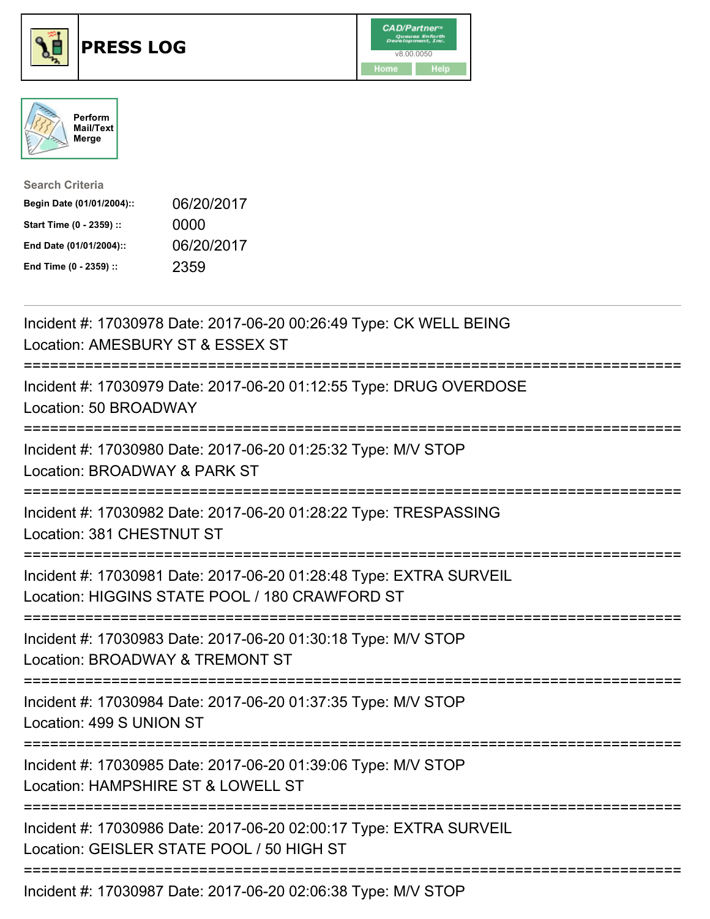# PRESS LOG

v8.00.0050

Home Help

Perform Mail/Text Merge

**Search Criteria**

| | |
|---|---|
| **Begin Date (01/01/2004)::** | 06/20/2017 |
| **Start Time (0 - 2359) ::** | 0000 |
| **End Date (01/01/2004)::** | 06/20/2017 |
| **End Time (0 - 2359) ::** | 2359 |

---

Incident #: 17030978 Date: 2017-06-20 00:26:49 Type: CK WELL BEING
Location: AMESBURY ST & ESSEX ST

===========================================================================

Incident #: 17030979 Date: 2017-06-20 01:12:55 Type: DRUG OVERDOSE
Location: 50 BROADWAY

===========================================================================

Incident #: 17030980 Date: 2017-06-20 01:25:32 Type: M/V STOP
Location: BROADWAY & PARK ST

===========================================================================

Incident #: 17030982 Date: 2017-06-20 01:28:22 Type: TRESPASSING
Location: 381 CHESTNUT ST

===========================================================================

Incident #: 17030981 Date: 2017-06-20 01:28:48 Type: EXTRA SURVEIL
Location: HIGGINS STATE POOL / 180 CRAWFORD ST

===========================================================================

Incident #: 17030983 Date: 2017-06-20 01:30:18 Type: M/V STOP
Location: BROADWAY & TREMONT ST

===========================================================================

Incident #: 17030984 Date: 2017-06-20 01:37:35 Type: M/V STOP
Location: 499 S UNION ST

===========================================================================

Incident #: 17030985 Date: 2017-06-20 01:39:06 Type: M/V STOP
Location: HAMPSHIRE ST & LOWELL ST

===========================================================================

Incident #: 17030986 Date: 2017-06-20 02:00:17 Type: EXTRA SURVEIL
Location: GEISLER STATE POOL / 50 HIGH ST

===========================================================================

Incident #: 17030987 Date: 2017-06-20 02:06:38 Type: M/V STOP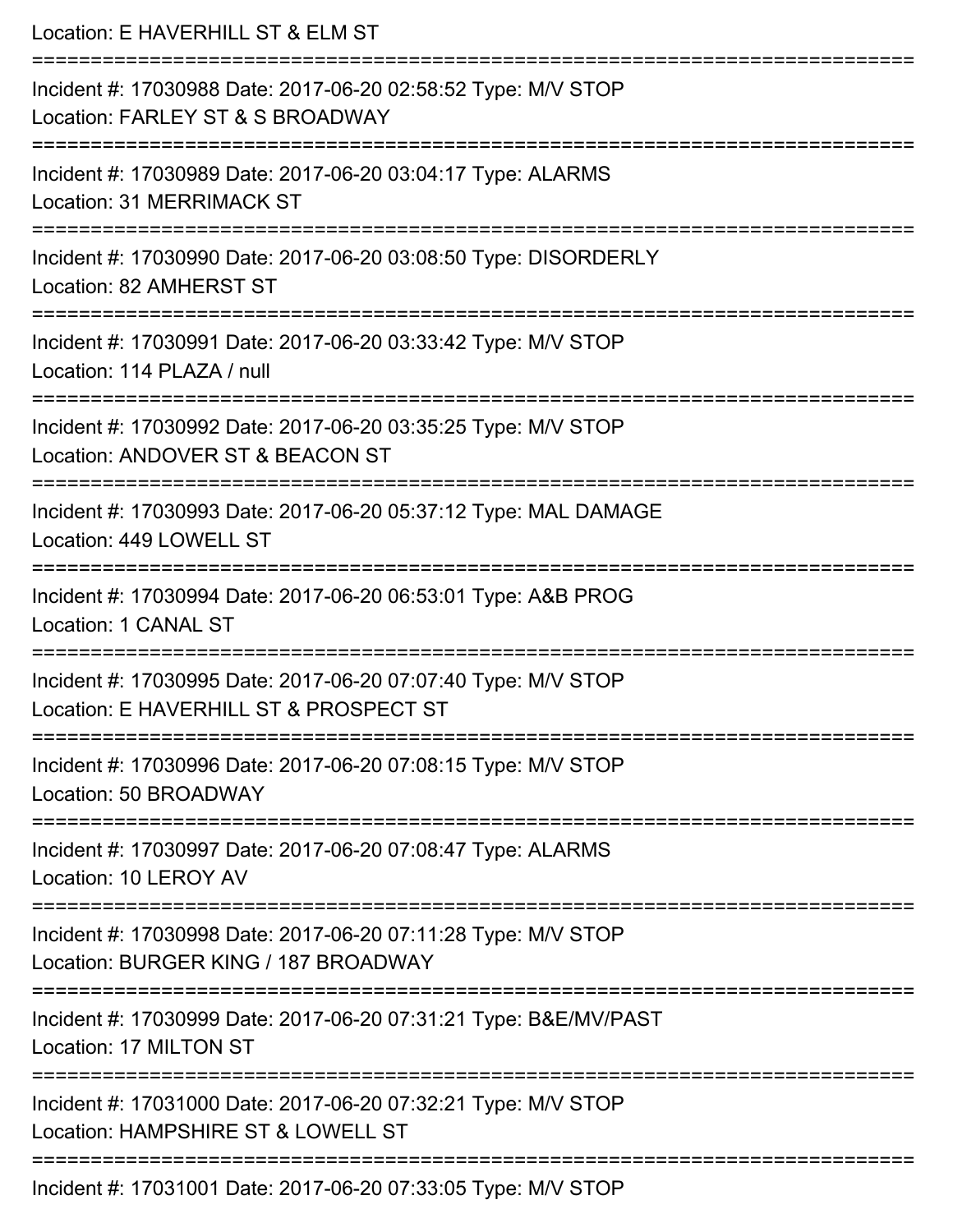Location: E HAVERHILL ST & ELM ST

===========================================================================

Incident #: 17030988 Date: 2017-06-20 02:58:52 Type: M/V STOP
Location: FARLEY ST & S BROADWAY

===========================================================================

Incident #: 17030989 Date: 2017-06-20 03:04:17 Type: ALARMS
Location: 31 MERRIMACK ST

===========================================================================

Incident #: 17030990 Date: 2017-06-20 03:08:50 Type: DISORDERLY
Location: 82 AMHERST ST

===========================================================================

Incident #: 17030991 Date: 2017-06-20 03:33:42 Type: M/V STOP
Location: 114 PLAZA / null

===========================================================================

Incident #: 17030992 Date: 2017-06-20 03:35:25 Type: M/V STOP
Location: ANDOVER ST & BEACON ST

===========================================================================

Incident #: 17030993 Date: 2017-06-20 05:37:12 Type: MAL DAMAGE
Location: 449 LOWELL ST

===========================================================================

Incident #: 17030994 Date: 2017-06-20 06:53:01 Type: A&B PROG
Location: 1 CANAL ST

===========================================================================

Incident #: 17030995 Date: 2017-06-20 07:07:40 Type: M/V STOP
Location: E HAVERHILL ST & PROSPECT ST

===========================================================================

Incident #: 17030996 Date: 2017-06-20 07:08:15 Type: M/V STOP
Location: 50 BROADWAY

===========================================================================

Incident #: 17030997 Date: 2017-06-20 07:08:47 Type: ALARMS
Location: 10 LEROY AV

===========================================================================

Incident #: 17030998 Date: 2017-06-20 07:11:28 Type: M/V STOP
Location: BURGER KING / 187 BROADWAY

===========================================================================

Incident #: 17030999 Date: 2017-06-20 07:31:21 Type: B&E/MV/PAST
Location: 17 MILTON ST

===========================================================================

Incident #: 17031000 Date: 2017-06-20 07:32:21 Type: M/V STOP
Location: HAMPSHIRE ST & LOWELL ST

===========================================================================

Incident #: 17031001 Date: 2017-06-20 07:33:05 Type: M/V STOP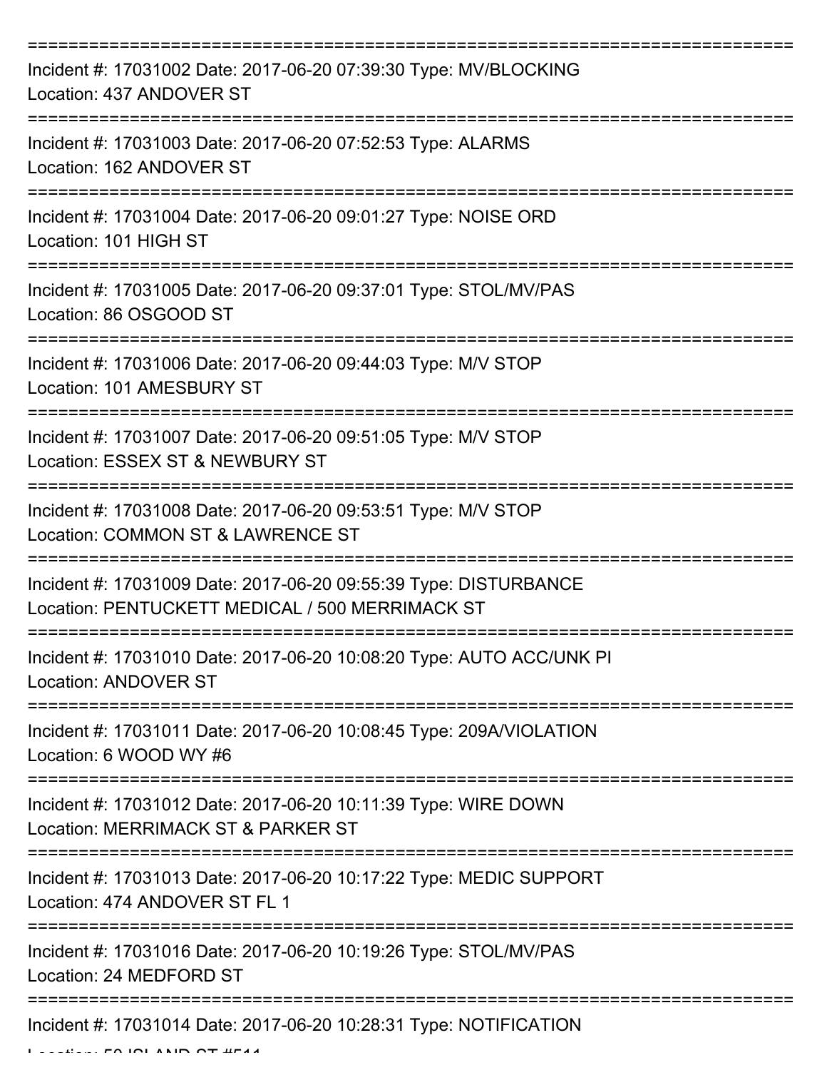===========================================================================

Incident #: 17031002 Date: 2017-06-20 07:39:30 Type: MV/BLOCKING
Location: 437 ANDOVER ST

===========================================================================

Incident #: 17031003 Date: 2017-06-20 07:52:53 Type: ALARMS
Location: 162 ANDOVER ST

===========================================================================

Incident #: 17031004 Date: 2017-06-20 09:01:27 Type: NOISE ORD
Location: 101 HIGH ST

===========================================================================

Incident #: 17031005 Date: 2017-06-20 09:37:01 Type: STOL/MV/PAS
Location: 86 OSGOOD ST

===========================================================================

Incident #: 17031006 Date: 2017-06-20 09:44:03 Type: M/V STOP
Location: 101 AMESBURY ST

===========================================================================

Incident #: 17031007 Date: 2017-06-20 09:51:05 Type: M/V STOP
Location: ESSEX ST & NEWBURY ST

===========================================================================

Incident #: 17031008 Date: 2017-06-20 09:53:51 Type: M/V STOP
Location: COMMON ST & LAWRENCE ST

===========================================================================

Incident #: 17031009 Date: 2017-06-20 09:55:39 Type: DISTURBANCE
Location: PENTUCKETT MEDICAL / 500 MERRIMACK ST

===========================================================================

Incident #: 17031010 Date: 2017-06-20 10:08:20 Type: AUTO ACC/UNK PI
Location: ANDOVER ST

===========================================================================

Incident #: 17031011 Date: 2017-06-20 10:08:45 Type: 209A/VIOLATION
Location: 6 WOOD WY #6

===========================================================================

Incident #: 17031012 Date: 2017-06-20 10:11:39 Type: WIRE DOWN
Location: MERRIMACK ST & PARKER ST

===========================================================================

Incident #: 17031013 Date: 2017-06-20 10:17:22 Type: MEDIC SUPPORT
Location: 474 ANDOVER ST FL 1

===========================================================================

Incident #: 17031016 Date: 2017-06-20 10:19:26 Type: STOL/MV/PAS
Location: 24 MEDFORD ST

===========================================================================

Incident #: 17031014 Date: 2017-06-20 10:28:31 Type: NOTIFICATION
Location: 50 ISLAND ST #511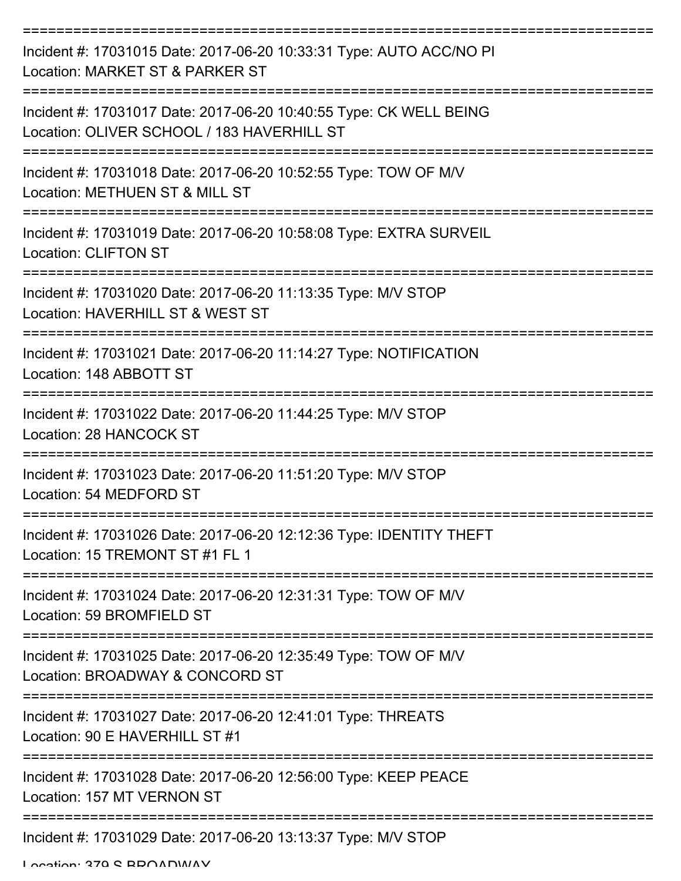===========================================================================

Incident #: 17031015 Date: 2017-06-20 10:33:31 Type: AUTO ACC/NO PI
Location: MARKET ST & PARKER ST

===========================================================================

Incident #: 17031017 Date: 2017-06-20 10:40:55 Type: CK WELL BEING
Location: OLIVER SCHOOL / 183 HAVERHILL ST

===========================================================================

Incident #: 17031018 Date: 2017-06-20 10:52:55 Type: TOW OF M/V
Location: METHUEN ST & MILL ST

===========================================================================

Incident #: 17031019 Date: 2017-06-20 10:58:08 Type: EXTRA SURVEIL
Location: CLIFTON ST

===========================================================================

Incident #: 17031020 Date: 2017-06-20 11:13:35 Type: M/V STOP
Location: HAVERHILL ST & WEST ST

===========================================================================

Incident #: 17031021 Date: 2017-06-20 11:14:27 Type: NOTIFICATION
Location: 148 ABBOTT ST

===========================================================================

Incident #: 17031022 Date: 2017-06-20 11:44:25 Type: M/V STOP
Location: 28 HANCOCK ST

===========================================================================

Incident #: 17031023 Date: 2017-06-20 11:51:20 Type: M/V STOP
Location: 54 MEDFORD ST

===========================================================================

Incident #: 17031026 Date: 2017-06-20 12:12:36 Type: IDENTITY THEFT
Location: 15 TREMONT ST #1 FL 1

===========================================================================

Incident #: 17031024 Date: 2017-06-20 12:31:31 Type: TOW OF M/V
Location: 59 BROMFIELD ST

===========================================================================

Incident #: 17031025 Date: 2017-06-20 12:35:49 Type: TOW OF M/V
Location: BROADWAY & CONCORD ST

===========================================================================

Incident #: 17031027 Date: 2017-06-20 12:41:01 Type: THREATS
Location: 90 E HAVERHILL ST #1

===========================================================================

Incident #: 17031028 Date: 2017-06-20 12:56:00 Type: KEEP PEACE
Location: 157 MT VERNON ST

===========================================================================

Incident #: 17031029 Date: 2017-06-20 13:13:37 Type: M/V STOP
Location: 379 S BROADWAY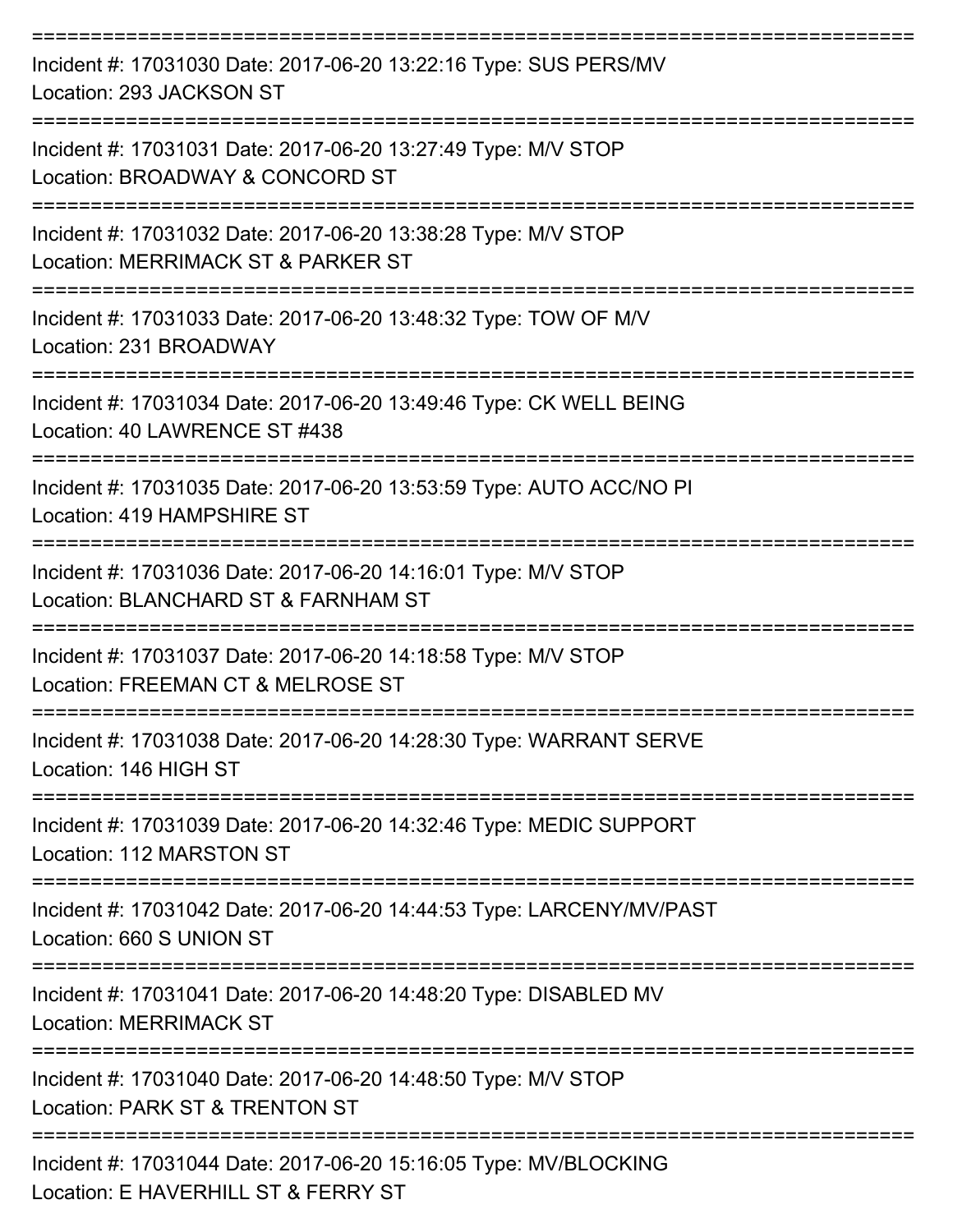===========================================================================

Incident #: 17031030 Date: 2017-06-20 13:22:16 Type: SUS PERS/MV
Location: 293 JACKSON ST

===========================================================================

Incident #: 17031031 Date: 2017-06-20 13:27:49 Type: M/V STOP
Location: BROADWAY & CONCORD ST

===========================================================================

Incident #: 17031032 Date: 2017-06-20 13:38:28 Type: M/V STOP
Location: MERRIMACK ST & PARKER ST

===========================================================================

Incident #: 17031033 Date: 2017-06-20 13:48:32 Type: TOW OF M/V
Location: 231 BROADWAY

===========================================================================

Incident #: 17031034 Date: 2017-06-20 13:49:46 Type: CK WELL BEING
Location: 40 LAWRENCE ST #438

===========================================================================

Incident #: 17031035 Date: 2017-06-20 13:53:59 Type: AUTO ACC/NO PI
Location: 419 HAMPSHIRE ST

===========================================================================

Incident #: 17031036 Date: 2017-06-20 14:16:01 Type: M/V STOP
Location: BLANCHARD ST & FARNHAM ST

===========================================================================

Incident #: 17031037 Date: 2017-06-20 14:18:58 Type: M/V STOP
Location: FREEMAN CT & MELROSE ST

===========================================================================

Incident #: 17031038 Date: 2017-06-20 14:28:30 Type: WARRANT SERVE
Location: 146 HIGH ST

===========================================================================

Incident #: 17031039 Date: 2017-06-20 14:32:46 Type: MEDIC SUPPORT
Location: 112 MARSTON ST

===========================================================================

Incident #: 17031042 Date: 2017-06-20 14:44:53 Type: LARCENY/MV/PAST
Location: 660 S UNION ST

===========================================================================

Incident #: 17031041 Date: 2017-06-20 14:48:20 Type: DISABLED MV
Location: MERRIMACK ST

===========================================================================

Incident #: 17031040 Date: 2017-06-20 14:48:50 Type: M/V STOP
Location: PARK ST & TRENTON ST

===========================================================================

Incident #: 17031044 Date: 2017-06-20 15:16:05 Type: MV/BLOCKING
Location: E HAVERHILL ST & FERRY ST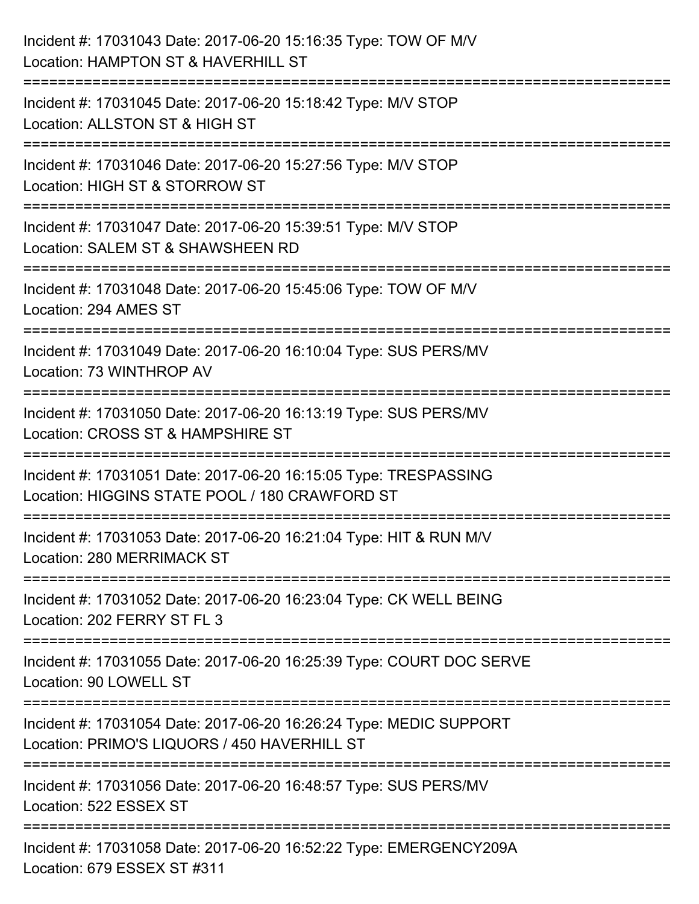Incident #: 17031043 Date: 2017-06-20 15:16:35 Type: TOW OF M/V
Location: HAMPTON ST & HAVERHILL ST

===========================================================================

Incident #: 17031045 Date: 2017-06-20 15:18:42 Type: M/V STOP
Location: ALLSTON ST & HIGH ST

===========================================================================

Incident #: 17031046 Date: 2017-06-20 15:27:56 Type: M/V STOP
Location: HIGH ST & STORROW ST

===========================================================================

Incident #: 17031047 Date: 2017-06-20 15:39:51 Type: M/V STOP
Location: SALEM ST & SHAWSHEEN RD

===========================================================================

Incident #: 17031048 Date: 2017-06-20 15:45:06 Type: TOW OF M/V
Location: 294 AMES ST

===========================================================================

Incident #: 17031049 Date: 2017-06-20 16:10:04 Type: SUS PERS/MV
Location: 73 WINTHROP AV

===========================================================================

Incident #: 17031050 Date: 2017-06-20 16:13:19 Type: SUS PERS/MV
Location: CROSS ST & HAMPSHIRE ST

===========================================================================

Incident #: 17031051 Date: 2017-06-20 16:15:05 Type: TRESPASSING
Location: HIGGINS STATE POOL / 180 CRAWFORD ST

===========================================================================

Incident #: 17031053 Date: 2017-06-20 16:21:04 Type: HIT & RUN M/V
Location: 280 MERRIMACK ST

===========================================================================

Incident #: 17031052 Date: 2017-06-20 16:23:04 Type: CK WELL BEING
Location: 202 FERRY ST FL 3

===========================================================================

Incident #: 17031055 Date: 2017-06-20 16:25:39 Type: COURT DOC SERVE
Location: 90 LOWELL ST

===========================================================================

Incident #: 17031054 Date: 2017-06-20 16:26:24 Type: MEDIC SUPPORT
Location: PRIMO'S LIQUORS / 450 HAVERHILL ST

===========================================================================

Incident #: 17031056 Date: 2017-06-20 16:48:57 Type: SUS PERS/MV
Location: 522 ESSEX ST

===========================================================================

Incident #: 17031058 Date: 2017-06-20 16:52:22 Type: EMERGENCY209A
Location: 679 ESSEX ST #311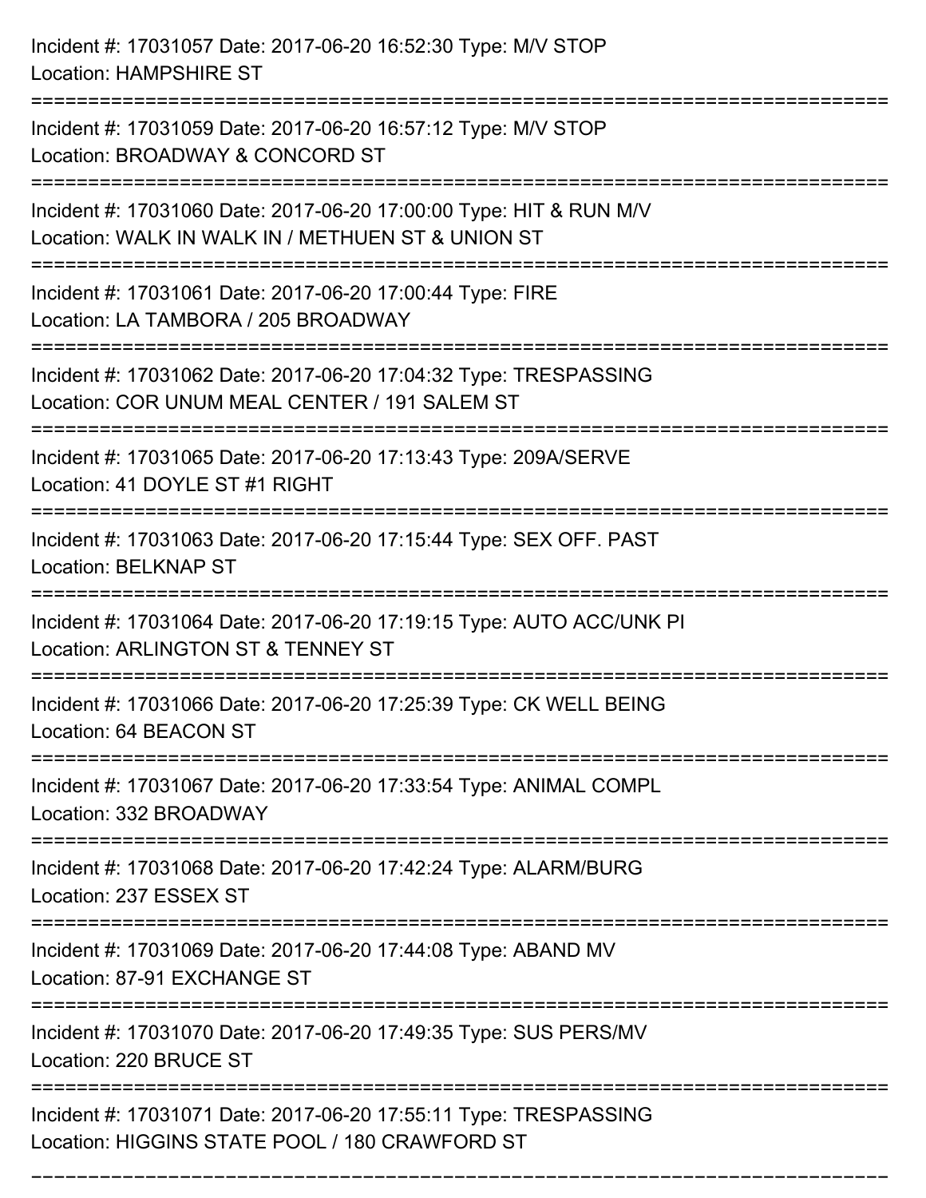Incident #: 17031057 Date: 2017-06-20 16:52:30 Type: M/V STOP
Location: HAMPSHIRE ST

===========================================================================

Incident #: 17031059 Date: 2017-06-20 16:57:12 Type: M/V STOP
Location: BROADWAY & CONCORD ST

===========================================================================

Incident #: 17031060 Date: 2017-06-20 17:00:00 Type: HIT & RUN M/V
Location: WALK IN WALK IN / METHUEN ST & UNION ST

===========================================================================

Incident #: 17031061 Date: 2017-06-20 17:00:44 Type: FIRE
Location: LA TAMBORA / 205 BROADWAY

===========================================================================

Incident #: 17031062 Date: 2017-06-20 17:04:32 Type: TRESPASSING
Location: COR UNUM MEAL CENTER / 191 SALEM ST

===========================================================================

Incident #: 17031065 Date: 2017-06-20 17:13:43 Type: 209A/SERVE
Location: 41 DOYLE ST #1 RIGHT

===========================================================================

Incident #: 17031063 Date: 2017-06-20 17:15:44 Type: SEX OFF. PAST
Location: BELKNAP ST

===========================================================================

Incident #: 17031064 Date: 2017-06-20 17:19:15 Type: AUTO ACC/UNK PI
Location: ARLINGTON ST & TENNEY ST

===========================================================================

Incident #: 17031066 Date: 2017-06-20 17:25:39 Type: CK WELL BEING
Location: 64 BEACON ST

===========================================================================

Incident #: 17031067 Date: 2017-06-20 17:33:54 Type: ANIMAL COMPL
Location: 332 BROADWAY

===========================================================================

Incident #: 17031068 Date: 2017-06-20 17:42:24 Type: ALARM/BURG
Location: 237 ESSEX ST

===========================================================================

Incident #: 17031069 Date: 2017-06-20 17:44:08 Type: ABAND MV
Location: 87-91 EXCHANGE ST

===========================================================================

Incident #: 17031070 Date: 2017-06-20 17:49:35 Type: SUS PERS/MV
Location: 220 BRUCE ST

===========================================================================

Incident #: 17031071 Date: 2017-06-20 17:55:11 Type: TRESPASSING
Location: HIGGINS STATE POOL / 180 CRAWFORD ST

===========================================================================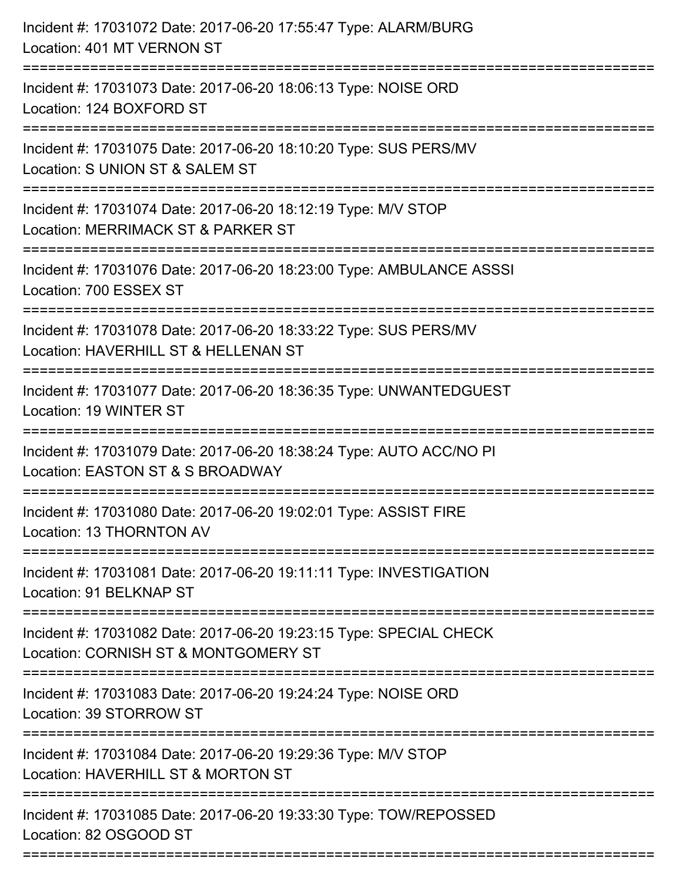Incident #: 17031072 Date: 2017-06-20 17:55:47 Type: ALARM/BURG
Location: 401 MT VERNON ST

===========================================================================

Incident #: 17031073 Date: 2017-06-20 18:06:13 Type: NOISE ORD
Location: 124 BOXFORD ST

===========================================================================

Incident #: 17031075 Date: 2017-06-20 18:10:20 Type: SUS PERS/MV
Location: S UNION ST & SALEM ST

===========================================================================

Incident #: 17031074 Date: 2017-06-20 18:12:19 Type: M/V STOP
Location: MERRIMACK ST & PARKER ST

===========================================================================

Incident #: 17031076 Date: 2017-06-20 18:23:00 Type: AMBULANCE ASSSI
Location: 700 ESSEX ST

===========================================================================

Incident #: 17031078 Date: 2017-06-20 18:33:22 Type: SUS PERS/MV
Location: HAVERHILL ST & HELLENAN ST

===========================================================================

Incident #: 17031077 Date: 2017-06-20 18:36:35 Type: UNWANTEDGUEST
Location: 19 WINTER ST

===========================================================================

Incident #: 17031079 Date: 2017-06-20 18:38:24 Type: AUTO ACC/NO PI
Location: EASTON ST & S BROADWAY

===========================================================================

Incident #: 17031080 Date: 2017-06-20 19:02:01 Type: ASSIST FIRE
Location: 13 THORNTON AV

===========================================================================

Incident #: 17031081 Date: 2017-06-20 19:11:11 Type: INVESTIGATION
Location: 91 BELKNAP ST

===========================================================================

Incident #: 17031082 Date: 2017-06-20 19:23:15 Type: SPECIAL CHECK
Location: CORNISH ST & MONTGOMERY ST

===========================================================================

Incident #: 17031083 Date: 2017-06-20 19:24:24 Type: NOISE ORD
Location: 39 STORROW ST

===========================================================================

Incident #: 17031084 Date: 2017-06-20 19:29:36 Type: M/V STOP
Location: HAVERHILL ST & MORTON ST

===========================================================================

Incident #: 17031085 Date: 2017-06-20 19:33:30 Type: TOW/REPOSSED
Location: 82 OSGOOD ST

===========================================================================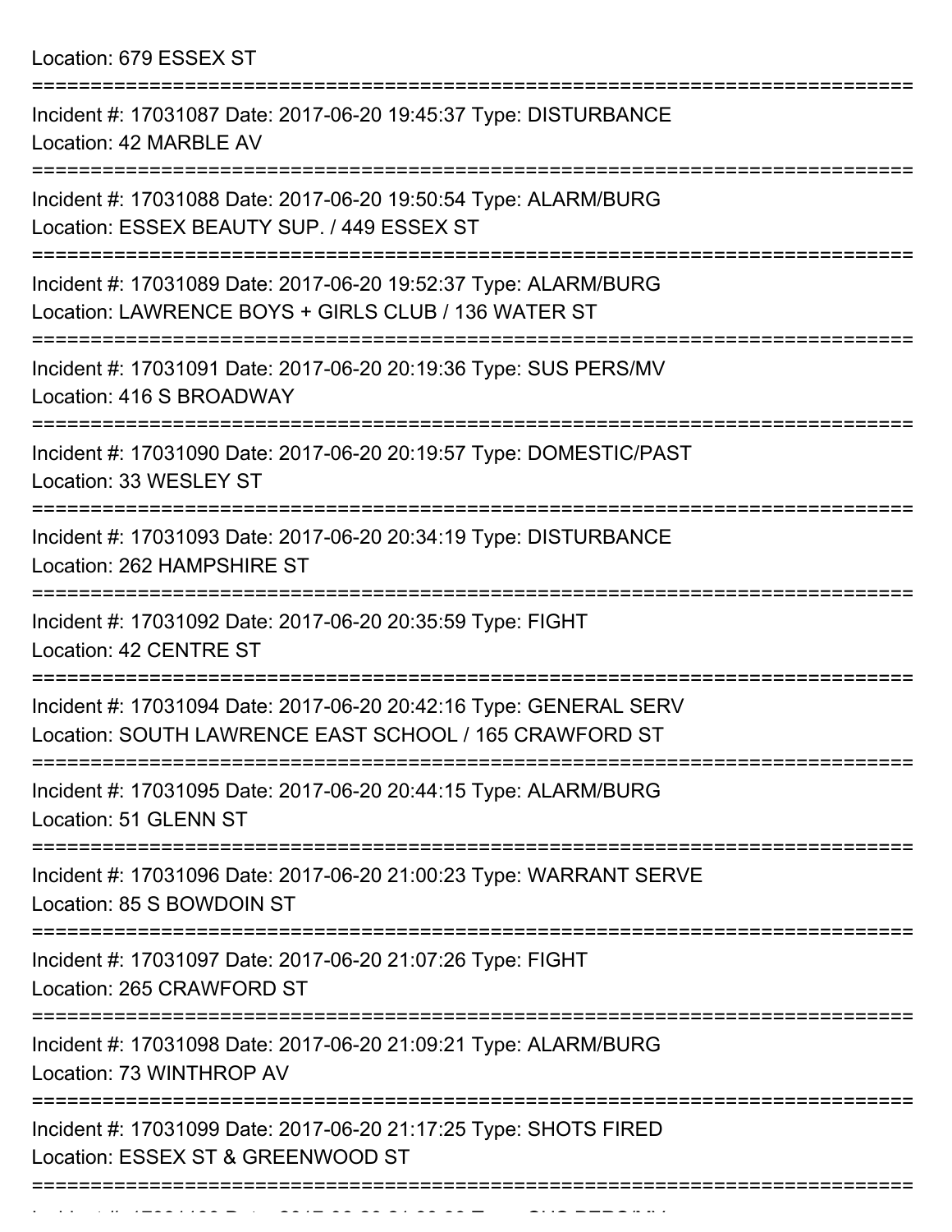Location: 679 ESSEX ST

===========================================================================

Incident #: 17031087 Date: 2017-06-20 19:45:37 Type: DISTURBANCE
Location: 42 MARBLE AV

===========================================================================

Incident #: 17031088 Date: 2017-06-20 19:50:54 Type: ALARM/BURG
Location: ESSEX BEAUTY SUP. / 449 ESSEX ST

===========================================================================

Incident #: 17031089 Date: 2017-06-20 19:52:37 Type: ALARM/BURG
Location: LAWRENCE BOYS + GIRLS CLUB / 136 WATER ST

===========================================================================

Incident #: 17031091 Date: 2017-06-20 20:19:36 Type: SUS PERS/MV
Location: 416 S BROADWAY

===========================================================================

Incident #: 17031090 Date: 2017-06-20 20:19:57 Type: DOMESTIC/PAST
Location: 33 WESLEY ST

===========================================================================

Incident #: 17031093 Date: 2017-06-20 20:34:19 Type: DISTURBANCE
Location: 262 HAMPSHIRE ST

===========================================================================

Incident #: 17031092 Date: 2017-06-20 20:35:59 Type: FIGHT
Location: 42 CENTRE ST

===========================================================================

Incident #: 17031094 Date: 2017-06-20 20:42:16 Type: GENERAL SERV
Location: SOUTH LAWRENCE EAST SCHOOL / 165 CRAWFORD ST

===========================================================================

Incident #: 17031095 Date: 2017-06-20 20:44:15 Type: ALARM/BURG
Location: 51 GLENN ST

===========================================================================

Incident #: 17031096 Date: 2017-06-20 21:00:23 Type: WARRANT SERVE
Location: 85 S BOWDOIN ST

===========================================================================

Incident #: 17031097 Date: 2017-06-20 21:07:26 Type: FIGHT
Location: 265 CRAWFORD ST

===========================================================================

Incident #: 17031098 Date: 2017-06-20 21:09:21 Type: ALARM/BURG
Location: 73 WINTHROP AV

===========================================================================

Incident #: 17031099 Date: 2017-06-20 21:17:25 Type: SHOTS FIRED
Location: ESSEX ST & GREENWOOD ST

===========================================================================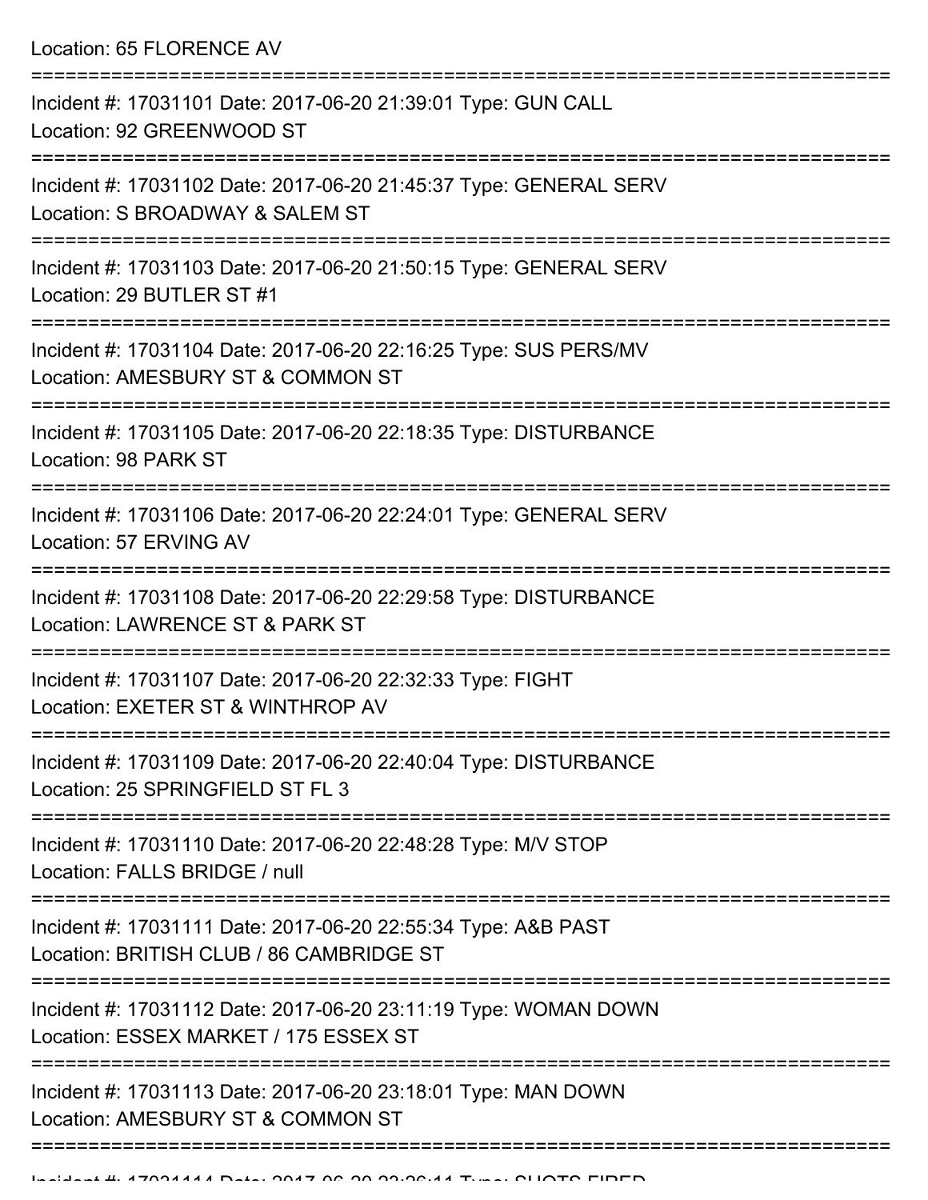Location: 65 FLORENCE AV

===========================================================================

Incident #: 17031101 Date: 2017-06-20 21:39:01 Type: GUN CALL
Location: 92 GREENWOOD ST

===========================================================================

Incident #: 17031102 Date: 2017-06-20 21:45:37 Type: GENERAL SERV
Location: S BROADWAY & SALEM ST

===========================================================================

Incident #: 17031103 Date: 2017-06-20 21:50:15 Type: GENERAL SERV
Location: 29 BUTLER ST #1

===========================================================================

Incident #: 17031104 Date: 2017-06-20 22:16:25 Type: SUS PERS/MV
Location: AMESBURY ST & COMMON ST

===========================================================================

Incident #: 17031105 Date: 2017-06-20 22:18:35 Type: DISTURBANCE
Location: 98 PARK ST

===========================================================================

Incident #: 17031106 Date: 2017-06-20 22:24:01 Type: GENERAL SERV
Location: 57 ERVING AV

===========================================================================

Incident #: 17031108 Date: 2017-06-20 22:29:58 Type: DISTURBANCE
Location: LAWRENCE ST & PARK ST

===========================================================================

Incident #: 17031107 Date: 2017-06-20 22:32:33 Type: FIGHT
Location: EXETER ST & WINTHROP AV

===========================================================================

Incident #: 17031109 Date: 2017-06-20 22:40:04 Type: DISTURBANCE
Location: 25 SPRINGFIELD ST FL 3

===========================================================================

Incident #: 17031110 Date: 2017-06-20 22:48:28 Type: M/V STOP
Location: FALLS BRIDGE / null

===========================================================================

Incident #: 17031111 Date: 2017-06-20 22:55:34 Type: A&B PAST
Location: BRITISH CLUB / 86 CAMBRIDGE ST

===========================================================================

Incident #: 17031112 Date: 2017-06-20 23:11:19 Type: WOMAN DOWN
Location: ESSEX MARKET / 175 ESSEX ST

===========================================================================

Incident #: 17031113 Date: 2017-06-20 23:18:01 Type: MAN DOWN
Location: AMESBURY ST & COMMON ST

===========================================================================

Incident #: 17031114 Date: 2017-06-20 23:26:11 Type: SHOTS FIRED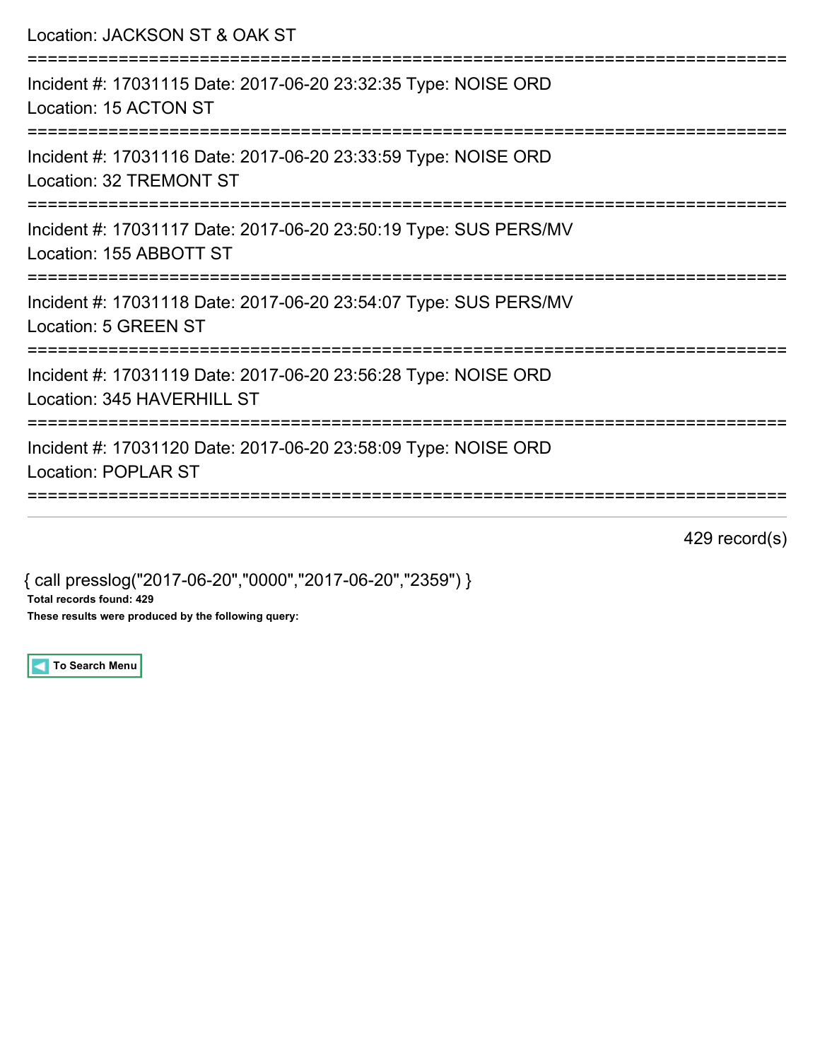Location: JACKSON ST & OAK ST

===========================================================================

Incident #: 17031115 Date: 2017-06-20 23:32:35 Type: NOISE ORD

Location: 15 ACTON ST

===========================================================================

Incident #: 17031116 Date: 2017-06-20 23:33:59 Type: NOISE ORD

Location: 32 TREMONT ST

===========================================================================

Incident #: 17031117 Date: 2017-06-20 23:50:19 Type: SUS PERS/MV

Location: 155 ABBOTT ST

===========================================================================

Incident #: 17031118 Date: 2017-06-20 23:54:07 Type: SUS PERS/MV

Location: 5 GREEN ST

===========================================================================

Incident #: 17031119 Date: 2017-06-20 23:56:28 Type: NOISE ORD

Location: 345 HAVERHILL ST

===========================================================================

Incident #: 17031120 Date: 2017-06-20 23:58:09 Type: NOISE ORD

Location: POPLAR ST

===========================================================================

429 record(s)

{ call presslog("2017-06-20","0000","2017-06-20","2359") }

**Total records found: 429**

**These results were produced by the following query:**

To Search Menu